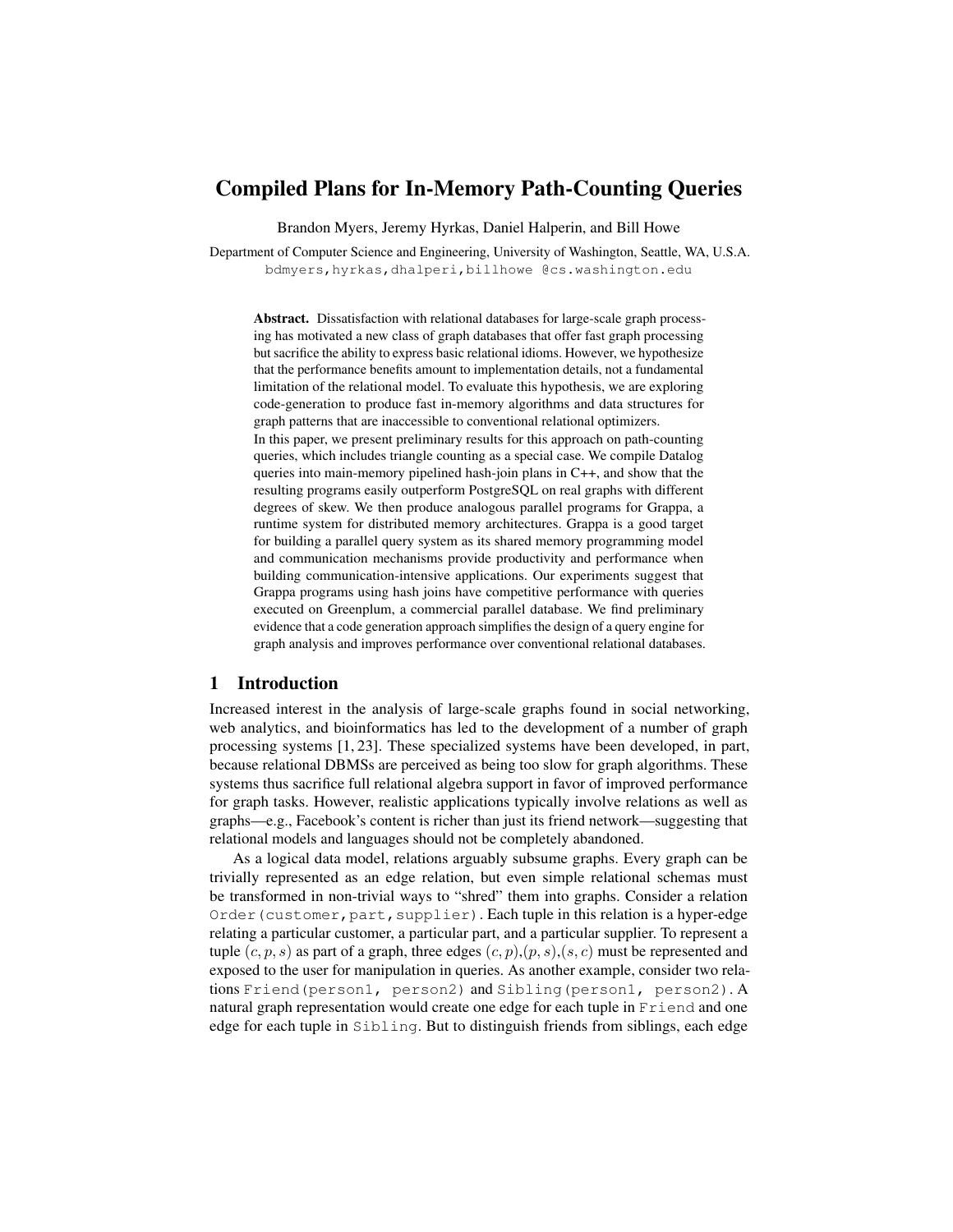# Compiled Plans for In-Memory Path-Counting Queries

Brandon Myers, Jeremy Hyrkas, Daniel Halperin, and Bill Howe

Department of Computer Science and Engineering, University of Washington, Seattle, WA, U.S.A.
bdmyers,hyrkas,dhalperi,billhowe @cs.washington.edu

**Abstract.** Dissatisfaction with relational databases for large-scale graph processing has motivated a new class of graph databases that offer fast graph processing but sacrifice the ability to express basic relational idioms. However, we hypothesize that the performance benefits amount to implementation details, not a fundamental limitation of the relational model. To evaluate this hypothesis, we are exploring code-generation to produce fast in-memory algorithms and data structures for graph patterns that are inaccessible to conventional relational optimizers.
In this paper, we present preliminary results for this approach on path-counting queries, which includes triangle counting as a special case. We compile Datalog queries into main-memory pipelined hash-join plans in C++, and show that the resulting programs easily outperform PostgreSQL on real graphs with different degrees of skew. We then produce analogous parallel programs for Grappa, a runtime system for distributed memory architectures. Grappa is a good target for building a parallel query system as its shared memory programming model and communication mechanisms provide productivity and performance when building communication-intensive applications. Our experiments suggest that Grappa programs using hash joins have competitive performance with queries executed on Greenplum, a commercial parallel database. We find preliminary evidence that a code generation approach simplifies the design of a query engine for graph analysis and improves performance over conventional relational databases.

## 1 Introduction

Increased interest in the analysis of large-scale graphs found in social networking, web analytics, and bioinformatics has led to the development of a number of graph processing systems [1, 23]. These specialized systems have been developed, in part, because relational DBMSs are perceived as being too slow for graph algorithms. These systems thus sacrifice full relational algebra support in favor of improved performance for graph tasks. However, realistic applications typically involve relations as well as graphs—e.g., Facebook's content is richer than just its friend network—suggesting that relational models and languages should not be completely abandoned.

As a logical data model, relations arguably subsume graphs. Every graph can be trivially represented as an edge relation, but even simple relational schemas must be transformed in non-trivial ways to "shred" them into graphs. Consider a relation Order(customer,part,supplier). Each tuple in this relation is a hyper-edge relating a particular customer, a particular part, and a particular supplier. To represent a tuple $(c, p, s)$ as part of a graph, three edges $(c, p)$,$(p, s)$,$(s, c)$ must be represented and exposed to the user for manipulation in queries. As another example, consider two relations Friend(person1, person2) and Sibling(person1, person2). A natural graph representation would create one edge for each tuple in Friend and one edge for each tuple in Sibling. But to distinguish friends from siblings, each edge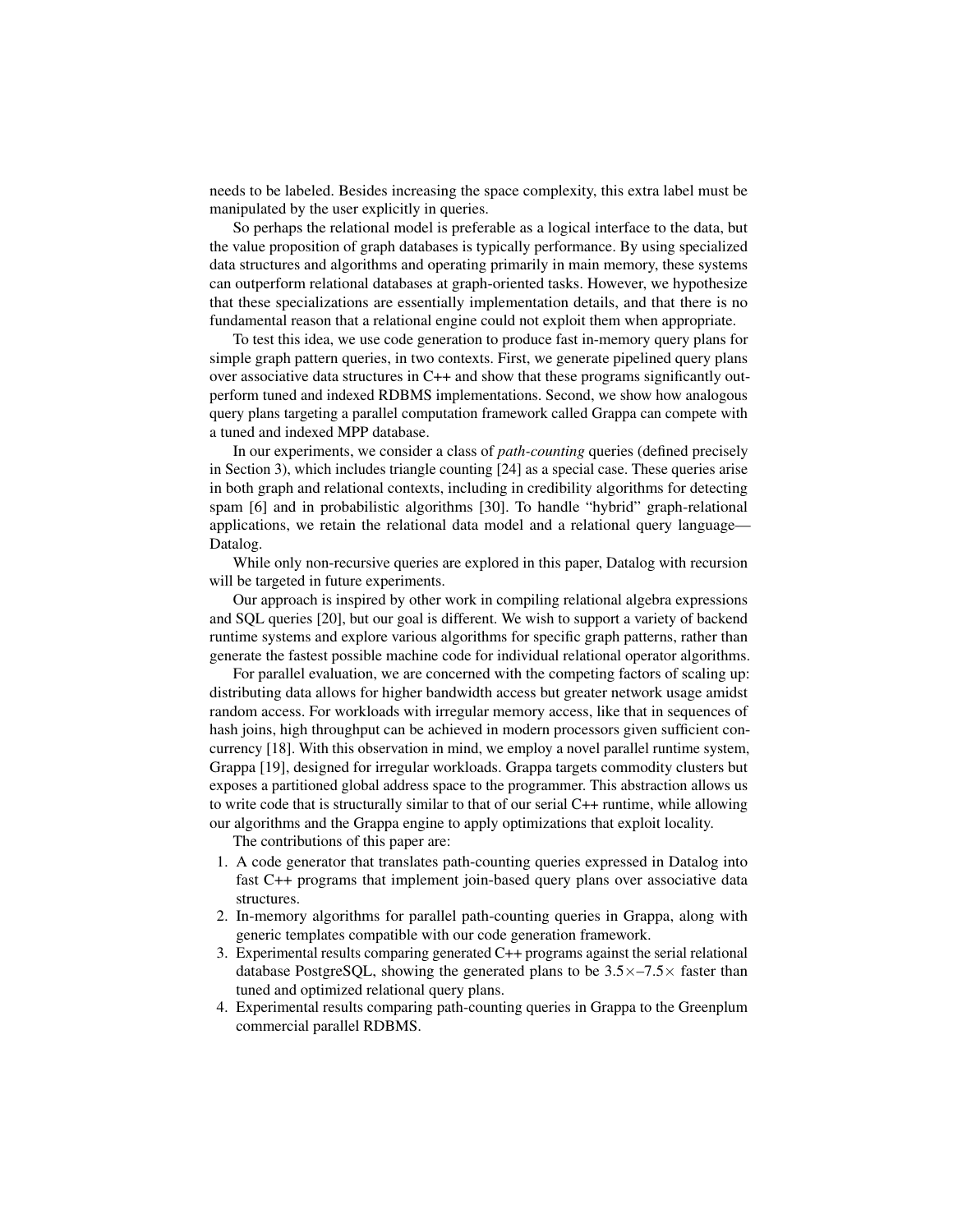needs to be labeled. Besides increasing the space complexity, this extra label must be manipulated by the user explicitly in queries.

So perhaps the relational model is preferable as a logical interface to the data, but the value proposition of graph databases is typically performance. By using specialized data structures and algorithms and operating primarily in main memory, these systems can outperform relational databases at graph-oriented tasks. However, we hypothesize that these specializations are essentially implementation details, and that there is no fundamental reason that a relational engine could not exploit them when appropriate.

To test this idea, we use code generation to produce fast in-memory query plans for simple graph pattern queries, in two contexts. First, we generate pipelined query plans over associative data structures in C++ and show that these programs significantly outperform tuned and indexed RDBMS implementations. Second, we show how analogous query plans targeting a parallel computation framework called Grappa can compete with a tuned and indexed MPP database.

In our experiments, we consider a class of *path-counting* queries (defined precisely in Section 3), which includes triangle counting [24] as a special case. These queries arise in both graph and relational contexts, including in credibility algorithms for detecting spam [6] and in probabilistic algorithms [30]. To handle "hybrid" graph-relational applications, we retain the relational data model and a relational query language—Datalog.

While only non-recursive queries are explored in this paper, Datalog with recursion will be targeted in future experiments.

Our approach is inspired by other work in compiling relational algebra expressions and SQL queries [20], but our goal is different. We wish to support a variety of backend runtime systems and explore various algorithms for specific graph patterns, rather than generate the fastest possible machine code for individual relational operator algorithms.

For parallel evaluation, we are concerned with the competing factors of scaling up: distributing data allows for higher bandwidth access but greater network usage amidst random access. For workloads with irregular memory access, like that in sequences of hash joins, high throughput can be achieved in modern processors given sufficient concurrency [18]. With this observation in mind, we employ a novel parallel runtime system, Grappa [19], designed for irregular workloads. Grappa targets commodity clusters but exposes a partitioned global address space to the programmer. This abstraction allows us to write code that is structurally similar to that of our serial C++ runtime, while allowing our algorithms and the Grappa engine to apply optimizations that exploit locality.

The contributions of this paper are:

1. A code generator that translates path-counting queries expressed in Datalog into fast C++ programs that implement join-based query plans over associative data structures.
2. In-memory algorithms for parallel path-counting queries in Grappa, along with generic templates compatible with our code generation framework.
3. Experimental results comparing generated C++ programs against the serial relational database PostgreSQL, showing the generated plans to be $3.5\times$–$7.5\times$ faster than tuned and optimized relational query plans.
4. Experimental results comparing path-counting queries in Grappa to the Greenplum commercial parallel RDBMS.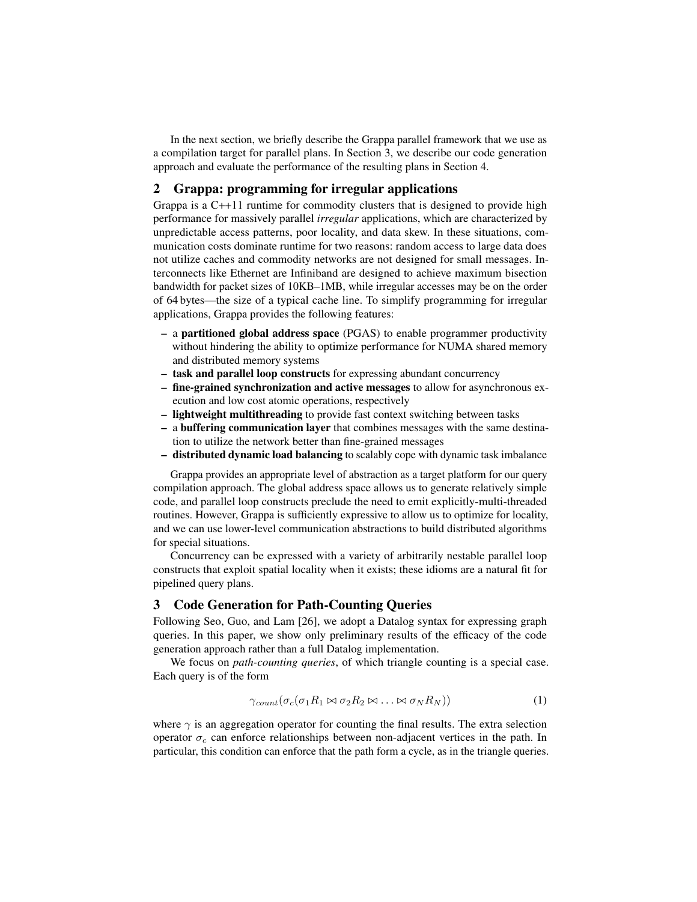In the next section, we briefly describe the Grappa parallel framework that we use as a compilation target for parallel plans. In Section 3, we describe our code generation approach and evaluate the performance of the resulting plans in Section 4.

## 2 Grappa: programming for irregular applications

Grappa is a C++11 runtime for commodity clusters that is designed to provide high performance for massively parallel *irregular* applications, which are characterized by unpredictable access patterns, poor locality, and data skew. In these situations, communication costs dominate runtime for two reasons: random access to large data does not utilize caches and commodity networks are not designed for small messages. Interconnects like Ethernet are Infiniband are designed to achieve maximum bisection bandwidth for packet sizes of 10KB–1MB, while irregular accesses may be on the order of 64 bytes—the size of a typical cache line. To simplify programming for irregular applications, Grappa provides the following features:

- a **partitioned global address space** (PGAS) to enable programmer productivity without hindering the ability to optimize performance for NUMA shared memory and distributed memory systems
- **task and parallel loop constructs** for expressing abundant concurrency
- **fine-grained synchronization and active messages** to allow for asynchronous execution and low cost atomic operations, respectively
- **lightweight multithreading** to provide fast context switching between tasks
- a **buffering communication layer** that combines messages with the same destination to utilize the network better than fine-grained messages
- **distributed dynamic load balancing** to scalably cope with dynamic task imbalance

Grappa provides an appropriate level of abstraction as a target platform for our query compilation approach. The global address space allows us to generate relatively simple code, and parallel loop constructs preclude the need to emit explicitly-multi-threaded routines. However, Grappa is sufficiently expressive to allow us to optimize for locality, and we can use lower-level communication abstractions to build distributed algorithms for special situations.

Concurrency can be expressed with a variety of arbitrarily nestable parallel loop constructs that exploit spatial locality when it exists; these idioms are a natural fit for pipelined query plans.

## 3 Code Generation for Path-Counting Queries

Following Seo, Guo, and Lam [26], we adopt a Datalog syntax for expressing graph queries. In this paper, we show only preliminary results of the efficacy of the code generation approach rather than a full Datalog implementation.

We focus on *path-counting queries*, of which triangle counting is a special case. Each query is of the form

$$\gamma_{count}(\sigma_c(\sigma_1 R_1 \bowtie \sigma_2 R_2 \bowtie \ldots \bowtie \sigma_N R_N)) \tag{1}$$

where $\gamma$ is an aggregation operator for counting the final results. The extra selection operator $\sigma_c$ can enforce relationships between non-adjacent vertices in the path. In particular, this condition can enforce that the path form a cycle, as in the triangle queries.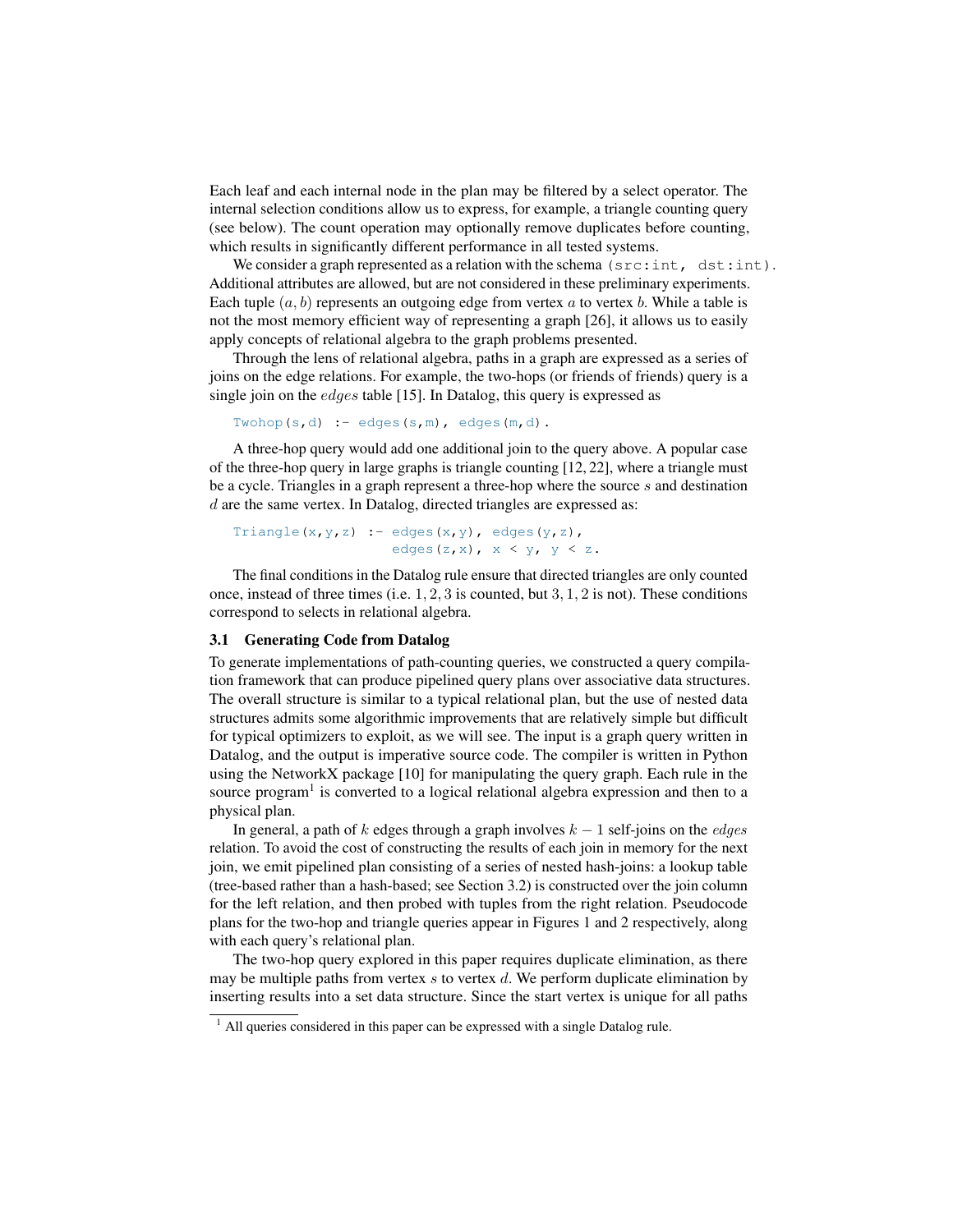Each leaf and each internal node in the plan may be filtered by a select operator. The internal selection conditions allow us to express, for example, a triangle counting query (see below). The count operation may optionally remove duplicates before counting, which results in significantly different performance in all tested systems.

We consider a graph represented as a relation with the schema `(src:int, dst:int)`. Additional attributes are allowed, but are not considered in these preliminary experiments. Each tuple $(a, b)$ represents an outgoing edge from vertex $a$ to vertex $b$. While a table is not the most memory efficient way of representing a graph [26], it allows us to easily apply concepts of relational algebra to the graph problems presented.

Through the lens of relational algebra, paths in a graph are expressed as a series of joins on the edge relations. For example, the two-hops (or friends of friends) query is a single join on the $edges$ table [15]. In Datalog, this query is expressed as

```
Twohop(s,d) :- edges(s,m), edges(m,d).
```

A three-hop query would add one additional join to the query above. A popular case of the three-hop query in large graphs is triangle counting [12, 22], where a triangle must be a cycle. Triangles in a graph represent a three-hop where the source $s$ and destination $d$ are the same vertex. In Datalog, directed triangles are expressed as:

```
Triangle(x,y,z) :- edges(x,y), edges(y,z),
                   edges(z,x), x < y, y < z.
```

The final conditions in the Datalog rule ensure that directed triangles are only counted once, instead of three times (i.e. $1, 2, 3$ is counted, but $3, 1, 2$ is not). These conditions correspond to selects in relational algebra.

### 3.1 Generating Code from Datalog

To generate implementations of path-counting queries, we constructed a query compilation framework that can produce pipelined query plans over associative data structures. The overall structure is similar to a typical relational plan, but the use of nested data structures admits some algorithmic improvements that are relatively simple but difficult for typical optimizers to exploit, as we will see. The input is a graph query written in Datalog, and the output is imperative source code. The compiler is written in Python using the NetworkX package [10] for manipulating the query graph. Each rule in the source program[1] is converted to a logical relational algebra expression and then to a physical plan.

In general, a path of $k$ edges through a graph involves $k - 1$ self-joins on the $edges$ relation. To avoid the cost of constructing the results of each join in memory for the next join, we emit pipelined plan consisting of a series of nested hash-joins: a lookup table (tree-based rather than a hash-based; see Section 3.2) is constructed over the join column for the left relation, and then probed with tuples from the right relation. Pseudocode plans for the two-hop and triangle queries appear in Figures 1 and 2 respectively, along with each query's relational plan.

The two-hop query explored in this paper requires duplicate elimination, as there may be multiple paths from vertex $s$ to vertex $d$. We perform duplicate elimination by inserting results into a set data structure. Since the start vertex is unique for all paths

[1] All queries considered in this paper can be expressed with a single Datalog rule.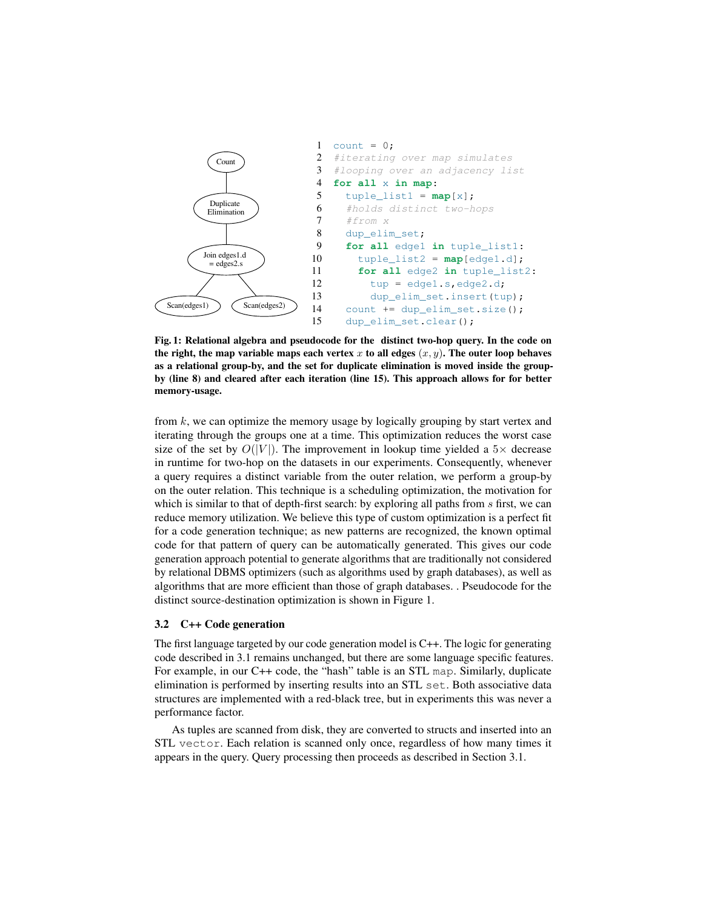Count

Duplicate Elimination

Join edges1.d = edges2.s

Scan(edges1)

Scan(edges2)

```
1   count = 0;
2   #iterating over map simulates
3   #looping over an adjacency list
4   for all x in map:
5     tuple_list1 = map[x];
6     #holds distinct two-hops
7     #from x
8     dup_elim_set;
9     for all edge1 in tuple_list1:
10      tuple_list2 = map[edge1.d];
11      for all edge2 in tuple_list2:
12        tup = edge1.s,edge2.d;
13        dup_elim_set.insert(tup);
14    count += dup_elim_set.size();
15    dup_elim_set.clear();
```

**Fig. 1: Relational algebra and pseudocode for the distinct two-hop query. In the code on the right, the map variable maps each vertex $x$ to all edges $(x, y)$. The outer loop behaves as a relational group-by, and the set for duplicate elimination is moved inside the group-by (line 8) and cleared after each iteration (line 15). This approach allows for for better memory-usage.**

from $k$, we can optimize the memory usage by logically grouping by start vertex and iterating through the groups one at a time. This optimization reduces the worst case size of the set by $O(|V|)$. The improvement in lookup time yielded a $5\times$ decrease in runtime for two-hop on the datasets in our experiments. Consequently, whenever a query requires a distinct variable from the outer relation, we perform a group-by on the outer relation. This technique is a scheduling optimization, the motivation for which is similar to that of depth-first search: by exploring all paths from $s$ first, we can reduce memory utilization. We believe this type of custom optimization is a perfect fit for a code generation technique; as new patterns are recognized, the known optimal code for that pattern of query can be automatically generated. This gives our code generation approach potential to generate algorithms that are traditionally not considered by relational DBMS optimizers (such as algorithms used by graph databases), as well as algorithms that are more efficient than those of graph databases. . Pseudocode for the distinct source-destination optimization is shown in Figure 1.

### 3.2 C++ Code generation

The first language targeted by our code generation model is C++. The logic for generating code described in 3.1 remains unchanged, but there are some language specific features. For example, in our C++ code, the "hash" table is an STL `map`. Similarly, duplicate elimination is performed by inserting results into an STL `set`. Both associative data structures are implemented with a red-black tree, but in experiments this was never a performance factor.

As tuples are scanned from disk, they are converted to structs and inserted into an STL `vector`. Each relation is scanned only once, regardless of how many times it appears in the query. Query processing then proceeds as described in Section 3.1.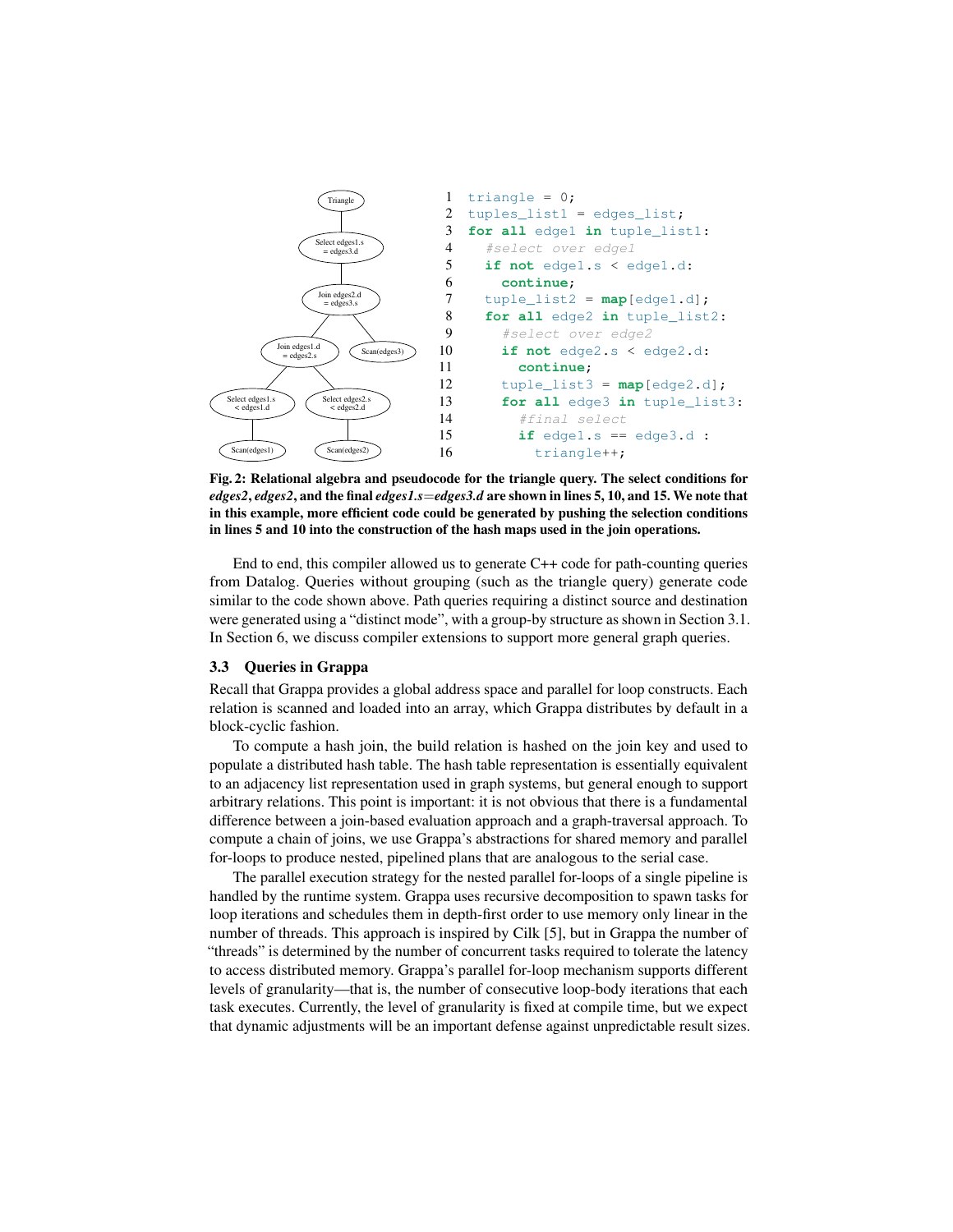Triangle

Select edges1.s = edges3.d

Join edges2.d = edges3.s

Join edges1.d = edges2.s

Scan(edges3)

Select edges1.s < edges1.d

Select edges2.s < edges2.d

Scan(edges1)

Scan(edges2)

```
1  triangle = 0;
2  tuples_list1 = edges_list;
3  for all edge1 in tuple_list1:
4    #select over edge1
5    if not edge1.s < edge1.d:
6      continue;
7    tuple_list2 = map[edge1.d];
8    for all edge2 in tuple_list2:
9      #select over edge2
10     if not edge2.s < edge2.d:
11       continue;
12     tuple_list3 = map[edge2.d];
13     for all edge3 in tuple_list3:
14       #final select
15       if edge1.s == edge3.d :
16         triangle++;
```

**Fig. 2: Relational algebra and pseudocode for the triangle query. The select conditions for *edges2*, *edges2*, and the final *edges1.s=edges3.d* are shown in lines 5, 10, and 15. We note that in this example, more efficient code could be generated by pushing the selection conditions in lines 5 and 10 into the construction of the hash maps used in the join operations.**

End to end, this compiler allowed us to generate C++ code for path-counting queries from Datalog. Queries without grouping (such as the triangle query) generate code similar to the code shown above. Path queries requiring a distinct source and destination were generated using a "distinct mode", with a group-by structure as shown in Section 3.1. In Section 6, we discuss compiler extensions to support more general graph queries.

### 3.3 Queries in Grappa

Recall that Grappa provides a global address space and parallel for loop constructs. Each relation is scanned and loaded into an array, which Grappa distributes by default in a block-cyclic fashion.

To compute a hash join, the build relation is hashed on the join key and used to populate a distributed hash table. The hash table representation is essentially equivalent to an adjacency list representation used in graph systems, but general enough to support arbitrary relations. This point is important: it is not obvious that there is a fundamental difference between a join-based evaluation approach and a graph-traversal approach. To compute a chain of joins, we use Grappa's abstractions for shared memory and parallel for-loops to produce nested, pipelined plans that are analogous to the serial case.

The parallel execution strategy for the nested parallel for-loops of a single pipeline is handled by the runtime system. Grappa uses recursive decomposition to spawn tasks for loop iterations and schedules them in depth-first order to use memory only linear in the number of threads. This approach is inspired by Cilk [5], but in Grappa the number of "threads" is determined by the number of concurrent tasks required to tolerate the latency to access distributed memory. Grappa's parallel for-loop mechanism supports different levels of granularity—that is, the number of consecutive loop-body iterations that each task executes. Currently, the level of granularity is fixed at compile time, but we expect that dynamic adjustments will be an important defense against unpredictable result sizes.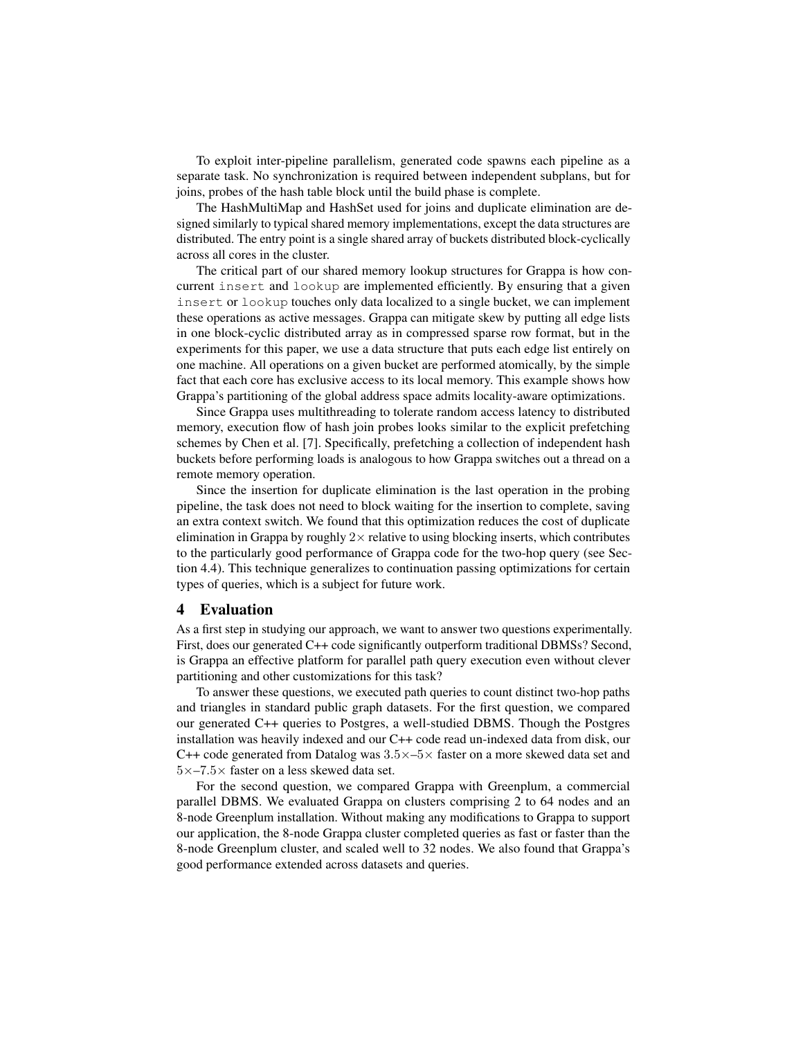To exploit inter-pipeline parallelism, generated code spawns each pipeline as a separate task. No synchronization is required between independent subplans, but for joins, probes of the hash table block until the build phase is complete.

The HashMultiMap and HashSet used for joins and duplicate elimination are designed similarly to typical shared memory implementations, except the data structures are distributed. The entry point is a single shared array of buckets distributed block-cyclically across all cores in the cluster.

The critical part of our shared memory lookup structures for Grappa is how concurrent `insert` and `lookup` are implemented efficiently. By ensuring that a given `insert` or `lookup` touches only data localized to a single bucket, we can implement these operations as active messages. Grappa can mitigate skew by putting all edge lists in one block-cyclic distributed array as in compressed sparse row format, but in the experiments for this paper, we use a data structure that puts each edge list entirely on one machine. All operations on a given bucket are performed atomically, by the simple fact that each core has exclusive access to its local memory. This example shows how Grappa's partitioning of the global address space admits locality-aware optimizations.

Since Grappa uses multithreading to tolerate random access latency to distributed memory, execution flow of hash join probes looks similar to the explicit prefetching schemes by Chen et al. [7]. Specifically, prefetching a collection of independent hash buckets before performing loads is analogous to how Grappa switches out a thread on a remote memory operation.

Since the insertion for duplicate elimination is the last operation in the probing pipeline, the task does not need to block waiting for the insertion to complete, saving an extra context switch. We found that this optimization reduces the cost of duplicate elimination in Grappa by roughly $2\times$ relative to using blocking inserts, which contributes to the particularly good performance of Grappa code for the two-hop query (see Section 4.4). This technique generalizes to continuation passing optimizations for certain types of queries, which is a subject for future work.

## 4 Evaluation

As a first step in studying our approach, we want to answer two questions experimentally. First, does our generated C++ code significantly outperform traditional DBMSs? Second, is Grappa an effective platform for parallel path query execution even without clever partitioning and other customizations for this task?

To answer these questions, we executed path queries to count distinct two-hop paths and triangles in standard public graph datasets. For the first question, we compared our generated C++ queries to Postgres, a well-studied DBMS. Though the Postgres installation was heavily indexed and our C++ code read un-indexed data from disk, our C++ code generated from Datalog was $3.5\times$–$5\times$ faster on a more skewed data set and $5\times$–$7.5\times$ faster on a less skewed data set.

For the second question, we compared Grappa with Greenplum, a commercial parallel DBMS. We evaluated Grappa on clusters comprising 2 to 64 nodes and an 8-node Greenplum installation. Without making any modifications to Grappa to support our application, the 8-node Grappa cluster completed queries as fast or faster than the 8-node Greenplum cluster, and scaled well to 32 nodes. We also found that Grappa's good performance extended across datasets and queries.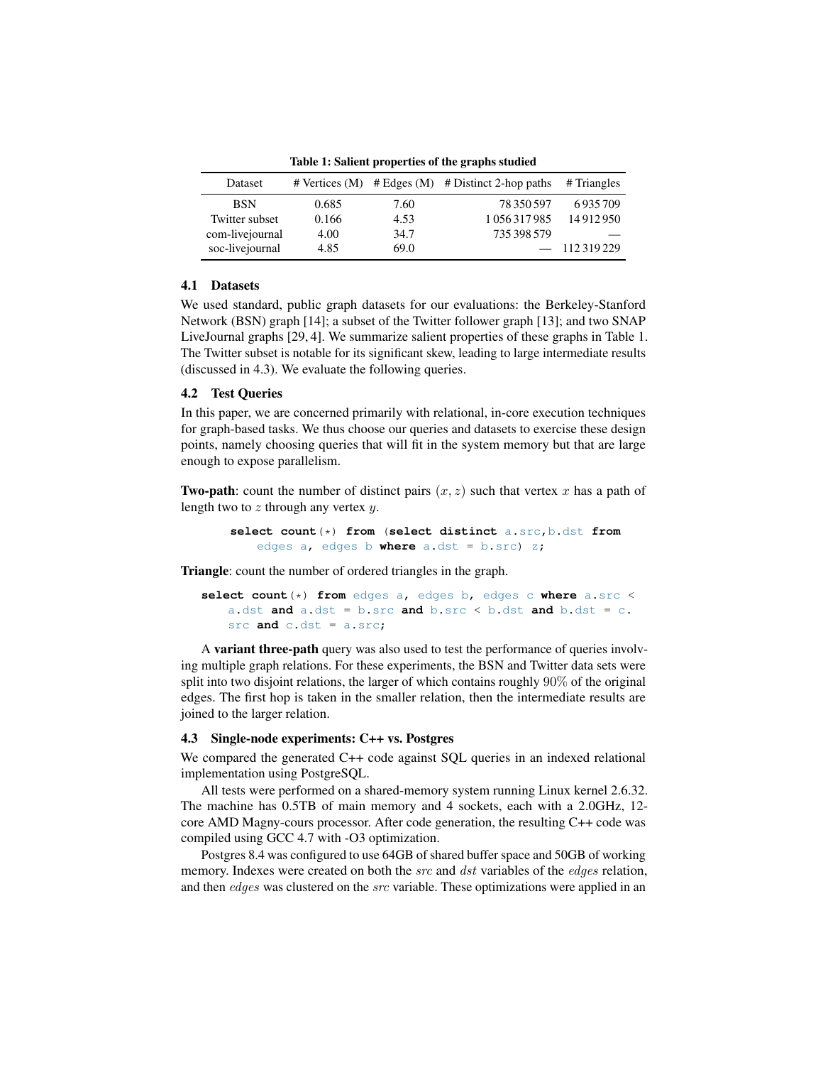**Table 1: Salient properties of the graphs studied**

| Dataset | # Vertices (M) | # Edges (M) | # Distinct 2-hop paths | # Triangles |
|---|---|---|---|---|
| BSN | 0.685 | 7.60 | 78 350 597 | 6 935 709 |
| Twitter subset | 0.166 | 4.53 | 1 056 317 985 | 14 912 950 |
| com-livejournal | 4.00 | 34.7 | 735 398 579 | — |
| soc-livejournal | 4.85 | 69.0 | — | 112 319 229 |

### 4.1 Datasets

We used standard, public graph datasets for our evaluations: the Berkeley-Stanford Network (BSN) graph [14]; a subset of the Twitter follower graph [13]; and two SNAP LiveJournal graphs [29, 4]. We summarize salient properties of these graphs in Table 1. The Twitter subset is notable for its significant skew, leading to large intermediate results (discussed in 4.3). We evaluate the following queries.

### 4.2 Test Queries

In this paper, we are concerned primarily with relational, in-core execution techniques for graph-based tasks. We thus choose our queries and datasets to exercise these design points, namely choosing queries that will fit in the system memory but that are large enough to expose parallelism.

**Two-path**: count the number of distinct pairs $(x, z)$ such that vertex $x$ has a path of length two to $z$ through any vertex $y$.

```
select count(*) from (select distinct a.src,b.dst from
    edges a, edges b where a.dst = b.src) z;
```

**Triangle**: count the number of ordered triangles in the graph.

```
select count(*) from edges a, edges b, edges c where a.src <
    a.dst and a.dst = b.src and b.src < b.dst and b.dst = c.
    src and c.dst = a.src;
```

A **variant three-path** query was also used to test the performance of queries involving multiple graph relations. For these experiments, the BSN and Twitter data sets were split into two disjoint relations, the larger of which contains roughly 90% of the original edges. The first hop is taken in the smaller relation, then the intermediate results are joined to the larger relation.

### 4.3 Single-node experiments: C++ vs. Postgres

We compared the generated C++ code against SQL queries in an indexed relational implementation using PostgreSQL.

All tests were performed on a shared-memory system running Linux kernel 2.6.32. The machine has 0.5TB of main memory and 4 sockets, each with a 2.0GHz, 12-core AMD Magny-cours processor. After code generation, the resulting C++ code was compiled using GCC 4.7 with -O3 optimization.

Postgres 8.4 was configured to use 64GB of shared buffer space and 50GB of working memory. Indexes were created on both the *src* and *dst* variables of the *edges* relation, and then *edges* was clustered on the *src* variable. These optimizations were applied in an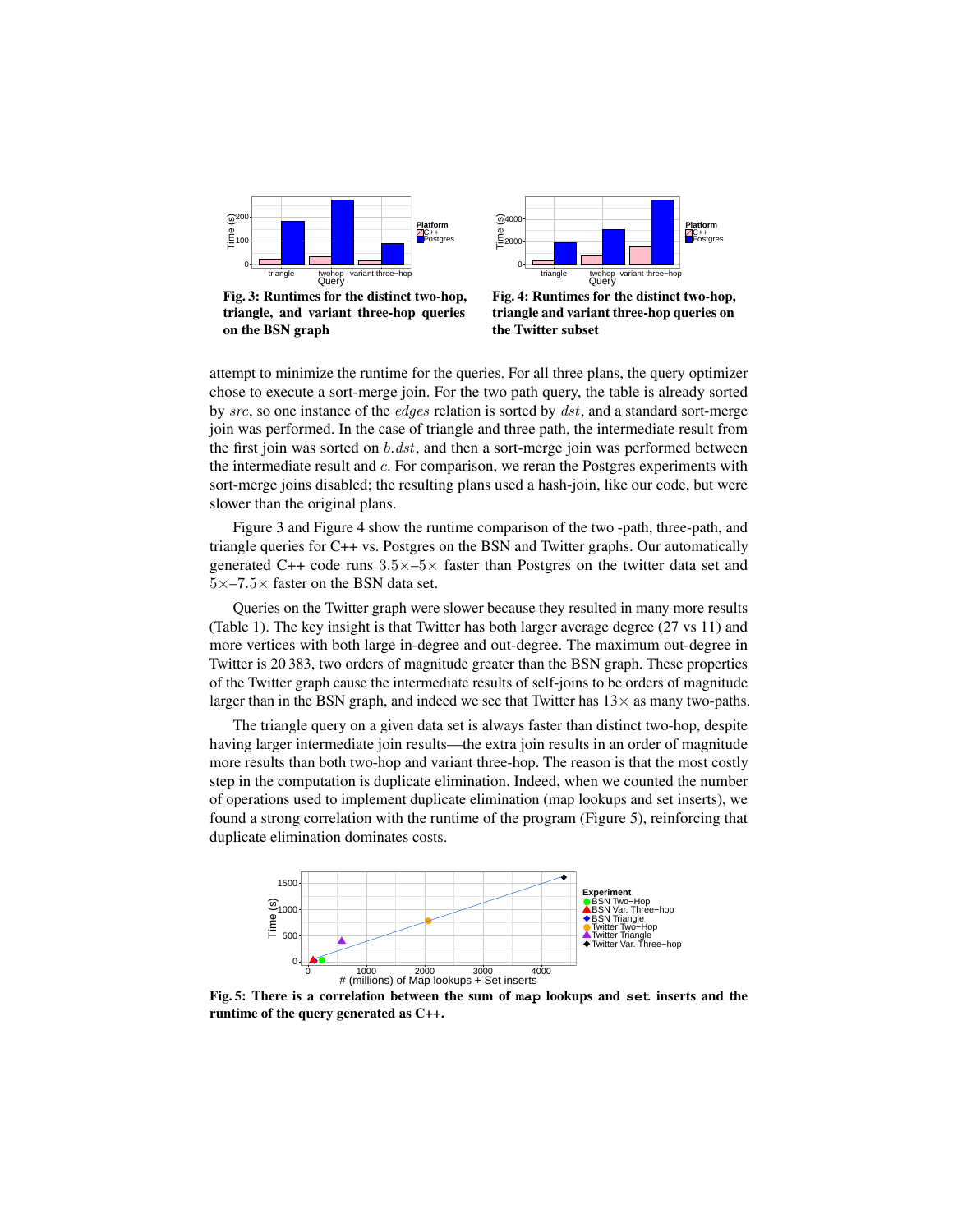Fig. 3: Runtimes for the distinct two-hop, triangle, and variant three-hop queries on the BSN graph

Fig. 4: Runtimes for the distinct two-hop, triangle and variant three-hop queries on the Twitter subset

attempt to minimize the runtime for the queries. For all three plans, the query optimizer chose to execute a sort-merge join. For the two path query, the table is already sorted by $src$, so one instance of the $edges$ relation is sorted by $dst$, and a standard sort-merge join was performed. In the case of triangle and three path, the intermediate result from the first join was sorted on $b.dst$, and then a sort-merge join was performed between the intermediate result and $c$. For comparison, we reran the Postgres experiments with sort-merge joins disabled; the resulting plans used a hash-join, like our code, but were slower than the original plans.

Figure 3 and Figure 4 show the runtime comparison of the two -path, three-path, and triangle queries for C++ vs. Postgres on the BSN and Twitter graphs. Our automatically generated C++ code runs $3.5\times$–$5\times$ faster than Postgres on the twitter data set and $5\times$–$7.5\times$ faster on the BSN data set.

Queries on the Twitter graph were slower because they resulted in many more results (Table 1). The key insight is that Twitter has both larger average degree (27 vs 11) and more vertices with both large in-degree and out-degree. The maximum out-degree in Twitter is 20 383, two orders of magnitude greater than the BSN graph. These properties of the Twitter graph cause the intermediate results of self-joins to be orders of magnitude larger than in the BSN graph, and indeed we see that Twitter has $13\times$ as many two-paths.

The triangle query on a given data set is always faster than distinct two-hop, despite having larger intermediate join results—the extra join results in an order of magnitude more results than both two-hop and variant three-hop. The reason is that the most costly step in the computation is duplicate elimination. Indeed, when we counted the number of operations used to implement duplicate elimination (map lookups and set inserts), we found a strong correlation with the runtime of the program (Figure 5), reinforcing that duplicate elimination dominates costs.

Fig. 5: There is a correlation between the sum of `map` lookups and `set` inserts and the runtime of the query generated as C++.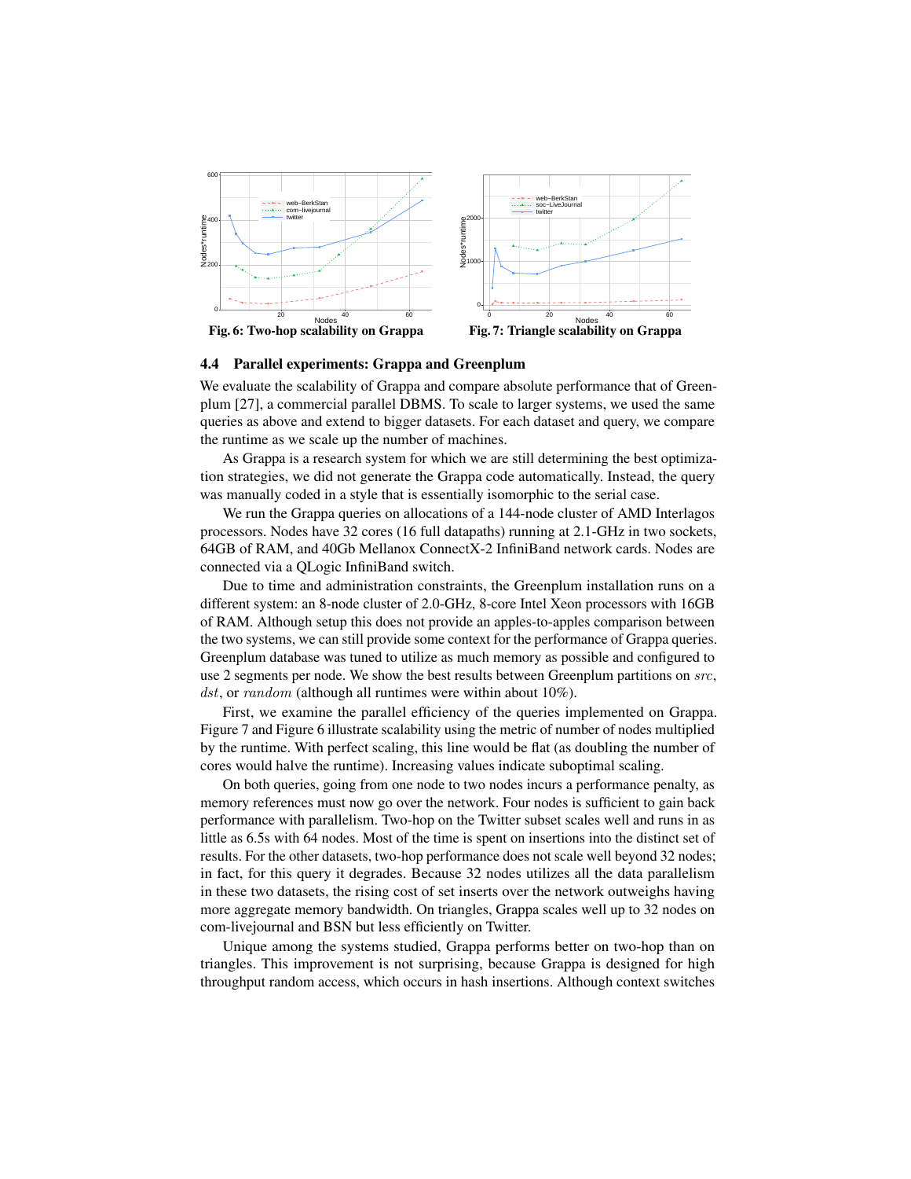Fig. 6: Two-hop scalability on Grappa

Fig. 7: Triangle scalability on Grappa

### 4.4 Parallel experiments: Grappa and Greenplum

We evaluate the scalability of Grappa and compare absolute performance that of Greenplum [27], a commercial parallel DBMS. To scale to larger systems, we used the same queries as above and extend to bigger datasets. For each dataset and query, we compare the runtime as we scale up the number of machines.

As Grappa is a research system for which we are still determining the best optimization strategies, we did not generate the Grappa code automatically. Instead, the query was manually coded in a style that is essentially isomorphic to the serial case.

We run the Grappa queries on allocations of a 144-node cluster of AMD Interlagos processors. Nodes have 32 cores (16 full datapaths) running at 2.1-GHz in two sockets, 64GB of RAM, and 40Gb Mellanox ConnectX-2 InfiniBand network cards. Nodes are connected via a QLogic InfiniBand switch.

Due to time and administration constraints, the Greenplum installation runs on a different system: an 8-node cluster of 2.0-GHz, 8-core Intel Xeon processors with 16GB of RAM. Although setup this does not provide an apples-to-apples comparison between the two systems, we can still provide some context for the performance of Grappa queries. Greenplum database was tuned to utilize as much memory as possible and configured to use 2 segments per node. We show the best results between Greenplum partitions on $src$, $dst$, or $random$ (although all runtimes were within about 10%).

First, we examine the parallel efficiency of the queries implemented on Grappa. Figure 7 and Figure 6 illustrate scalability using the metric of number of nodes multiplied by the runtime. With perfect scaling, this line would be flat (as doubling the number of cores would halve the runtime). Increasing values indicate suboptimal scaling.

On both queries, going from one node to two nodes incurs a performance penalty, as memory references must now go over the network. Four nodes is sufficient to gain back performance with parallelism. Two-hop on the Twitter subset scales well and runs in as little as 6.5s with 64 nodes. Most of the time is spent on insertions into the distinct set of results. For the other datasets, two-hop performance does not scale well beyond 32 nodes; in fact, for this query it degrades. Because 32 nodes utilizes all the data parallelism in these two datasets, the rising cost of set inserts over the network outweighs having more aggregate memory bandwidth. On triangles, Grappa scales well up to 32 nodes on com-livejournal and BSN but less efficiently on Twitter.

Unique among the systems studied, Grappa performs better on two-hop than on triangles. This improvement is not surprising, because Grappa is designed for high throughput random access, which occurs in hash insertions. Although context switches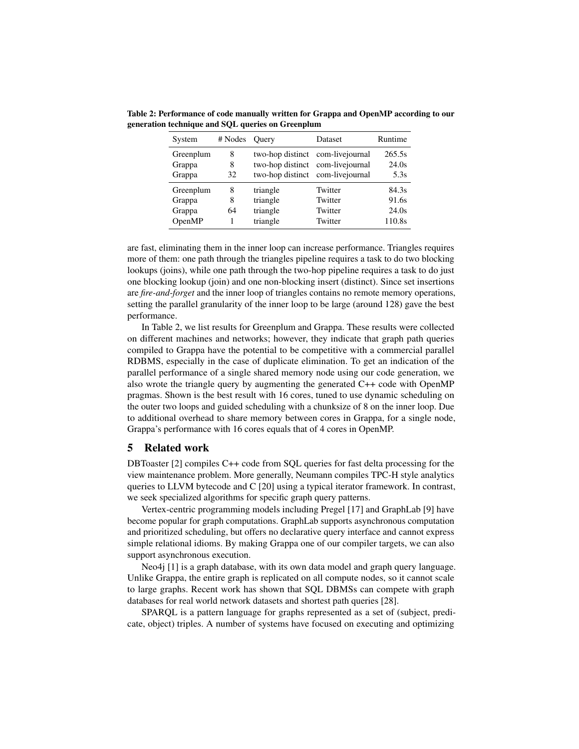**Table 2: Performance of code manually written for Grappa and OpenMP according to our generation technique and SQL queries on Greenplum**

| System | # Nodes | Query | Dataset | Runtime |
|---|---|---|---|---|
| Greenplum | 8 | two-hop distinct | com-livejournal | 265.5s |
| Grappa | 8 | two-hop distinct | com-livejournal | 24.0s |
| Grappa | 32 | two-hop distinct | com-livejournal | 5.3s |
| Greenplum | 8 | triangle | Twitter | 84.3s |
| Grappa | 8 | triangle | Twitter | 91.6s |
| Grappa | 64 | triangle | Twitter | 24.0s |
| OpenMP | 1 | triangle | Twitter | 110.8s |

are fast, eliminating them in the inner loop can increase performance. Triangles requires more of them: one path through the triangles pipeline requires a task to do two blocking lookups (joins), while one path through the two-hop pipeline requires a task to do just one blocking lookup (join) and one non-blocking insert (distinct). Since set insertions are *fire-and-forget* and the inner loop of triangles contains no remote memory operations, setting the parallel granularity of the inner loop to be large (around 128) gave the best performance.

In Table 2, we list results for Greenplum and Grappa. These results were collected on different machines and networks; however, they indicate that graph path queries compiled to Grappa have the potential to be competitive with a commercial parallel RDBMS, especially in the case of duplicate elimination. To get an indication of the parallel performance of a single shared memory node using our code generation, we also wrote the triangle query by augmenting the generated C++ code with OpenMP pragmas. Shown is the best result with 16 cores, tuned to use dynamic scheduling on the outer two loops and guided scheduling with a chunksize of 8 on the inner loop. Due to additional overhead to share memory between cores in Grappa, for a single node, Grappa's performance with 16 cores equals that of 4 cores in OpenMP.

## 5 Related work

DBToaster [2] compiles C++ code from SQL queries for fast delta processing for the view maintenance problem. More generally, Neumann compiles TPC-H style analytics queries to LLVM bytecode and C [20] using a typical iterator framework. In contrast, we seek specialized algorithms for specific graph query patterns.

Vertex-centric programming models including Pregel [17] and GraphLab [9] have become popular for graph computations. GraphLab supports asynchronous computation and prioritized scheduling, but offers no declarative query interface and cannot express simple relational idioms. By making Grappa one of our compiler targets, we can also support asynchronous execution.

Neo4j [1] is a graph database, with its own data model and graph query language. Unlike Grappa, the entire graph is replicated on all compute nodes, so it cannot scale to large graphs. Recent work has shown that SQL DBMSs can compete with graph databases for real world network datasets and shortest path queries [28].

SPARQL is a pattern language for graphs represented as a set of (subject, predicate, object) triples. A number of systems have focused on executing and optimizing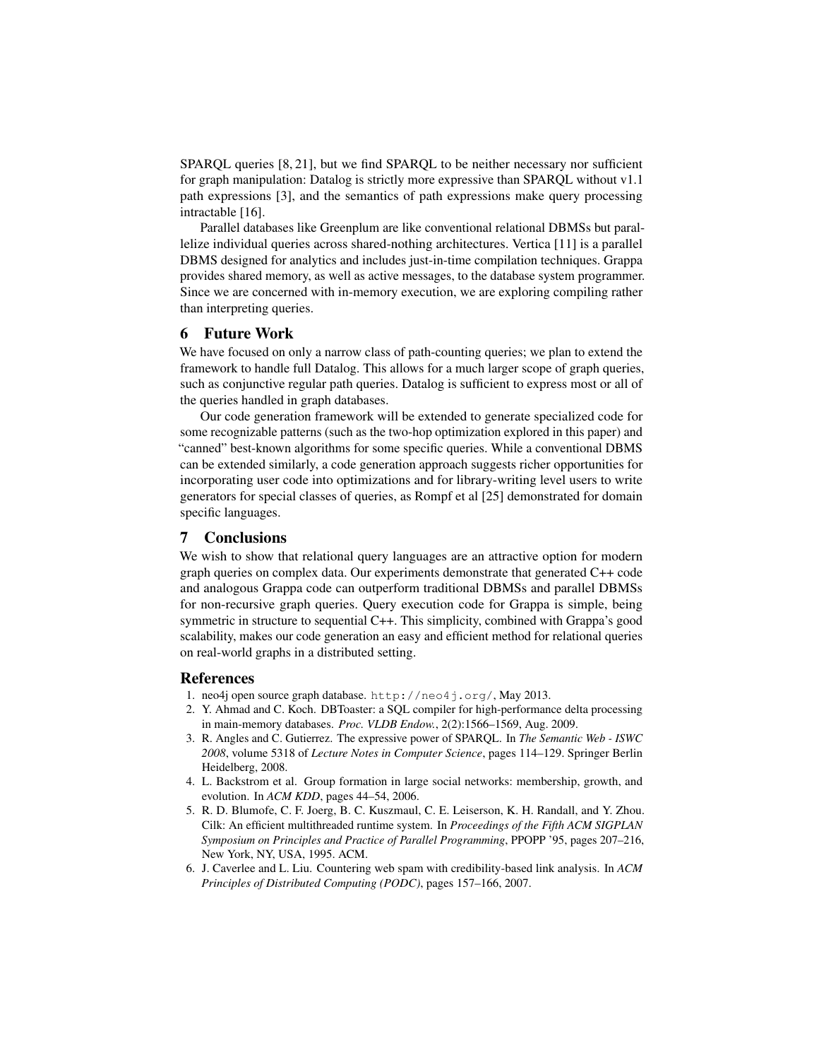SPARQL queries [8, 21], but we find SPARQL to be neither necessary nor sufficient for graph manipulation: Datalog is strictly more expressive than SPARQL without v1.1 path expressions [3], and the semantics of path expressions make query processing intractable [16].

Parallel databases like Greenplum are like conventional relational DBMSs but parallelize individual queries across shared-nothing architectures. Vertica [11] is a parallel DBMS designed for analytics and includes just-in-time compilation techniques. Grappa provides shared memory, as well as active messages, to the database system programmer. Since we are concerned with in-memory execution, we are exploring compiling rather than interpreting queries.

## 6 Future Work

We have focused on only a narrow class of path-counting queries; we plan to extend the framework to handle full Datalog. This allows for a much larger scope of graph queries, such as conjunctive regular path queries. Datalog is sufficient to express most or all of the queries handled in graph databases.

Our code generation framework will be extended to generate specialized code for some recognizable patterns (such as the two-hop optimization explored in this paper) and "canned" best-known algorithms for some specific queries. While a conventional DBMS can be extended similarly, a code generation approach suggests richer opportunities for incorporating user code into optimizations and for library-writing level users to write generators for special classes of queries, as Rompf et al [25] demonstrated for domain specific languages.

## 7 Conclusions

We wish to show that relational query languages are an attractive option for modern graph queries on complex data. Our experiments demonstrate that generated C++ code and analogous Grappa code can outperform traditional DBMSs and parallel DBMSs for non-recursive graph queries. Query execution code for Grappa is simple, being symmetric in structure to sequential C++. This simplicity, combined with Grappa's good scalability, makes our code generation an easy and efficient method for relational queries on real-world graphs in a distributed setting.

## References

1. neo4j open source graph database. `http://neo4j.org/`, May 2013.
2. Y. Ahmad and C. Koch. DBToaster: a SQL compiler for high-performance delta processing in main-memory databases. *Proc. VLDB Endow.*, 2(2):1566–1569, Aug. 2009.
3. R. Angles and C. Gutierrez. The expressive power of SPARQL. In *The Semantic Web - ISWC 2008*, volume 5318 of *Lecture Notes in Computer Science*, pages 114–129. Springer Berlin Heidelberg, 2008.
4. L. Backstrom et al. Group formation in large social networks: membership, growth, and evolution. In *ACM KDD*, pages 44–54, 2006.
5. R. D. Blumofe, C. F. Joerg, B. C. Kuszmaul, C. E. Leiserson, K. H. Randall, and Y. Zhou. Cilk: An efficient multithreaded runtime system. In *Proceedings of the Fifth ACM SIGPLAN Symposium on Principles and Practice of Parallel Programming*, PPOPP '95, pages 207–216, New York, NY, USA, 1995. ACM.
6. J. Caverlee and L. Liu. Countering web spam with credibility-based link analysis. In *ACM Principles of Distributed Computing (PODC)*, pages 157–166, 2007.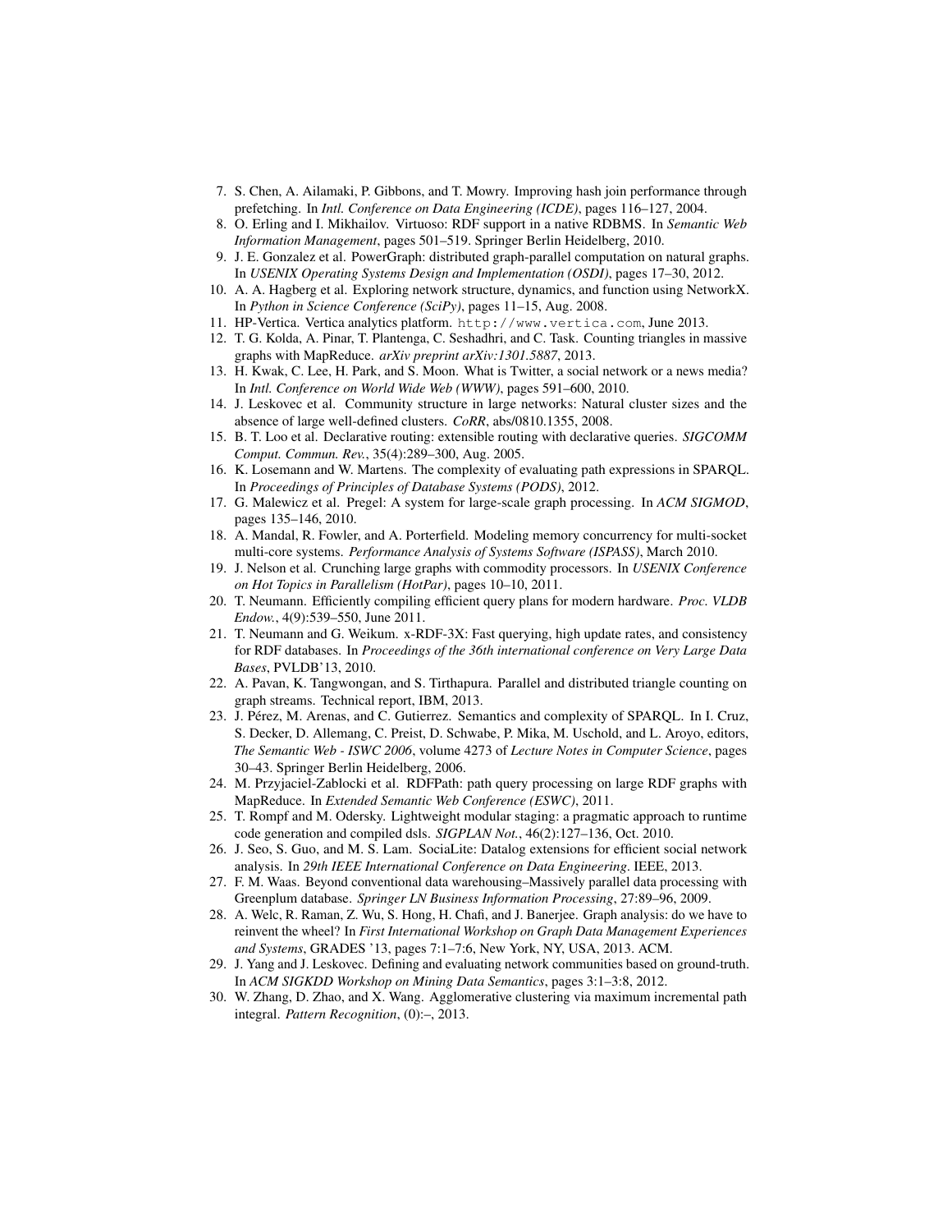7. S. Chen, A. Ailamaki, P. Gibbons, and T. Mowry. Improving hash join performance through prefetching. In *Intl. Conference on Data Engineering (ICDE)*, pages 116–127, 2004.
8. O. Erling and I. Mikhailov. Virtuoso: RDF support in a native RDBMS. In *Semantic Web Information Management*, pages 501–519. Springer Berlin Heidelberg, 2010.
9. J. E. Gonzalez et al. PowerGraph: distributed graph-parallel computation on natural graphs. In *USENIX Operating Systems Design and Implementation (OSDI)*, pages 17–30, 2012.
10. A. A. Hagberg et al. Exploring network structure, dynamics, and function using NetworkX. In *Python in Science Conference (SciPy)*, pages 11–15, Aug. 2008.
11. HP-Vertica. Vertica analytics platform. `http://www.vertica.com`, June 2013.
12. T. G. Kolda, A. Pinar, T. Plantenga, C. Seshadhri, and C. Task. Counting triangles in massive graphs with MapReduce. *arXiv preprint arXiv:1301.5887*, 2013.
13. H. Kwak, C. Lee, H. Park, and S. Moon. What is Twitter, a social network or a news media? In *Intl. Conference on World Wide Web (WWW)*, pages 591–600, 2010.
14. J. Leskovec et al. Community structure in large networks: Natural cluster sizes and the absence of large well-defined clusters. *CoRR*, abs/0810.1355, 2008.
15. B. T. Loo et al. Declarative routing: extensible routing with declarative queries. *SIGCOMM Comput. Commun. Rev.*, 35(4):289–300, Aug. 2005.
16. K. Losemann and W. Martens. The complexity of evaluating path expressions in SPARQL. In *Proceedings of Principles of Database Systems (PODS)*, 2012.
17. G. Malewicz et al. Pregel: A system for large-scale graph processing. In *ACM SIGMOD*, pages 135–146, 2010.
18. A. Mandal, R. Fowler, and A. Porterfield. Modeling memory concurrency for multi-socket multi-core systems. *Performance Analysis of Systems Software (ISPASS)*, March 2010.
19. J. Nelson et al. Crunching large graphs with commodity processors. In *USENIX Conference on Hot Topics in Parallelism (HotPar)*, pages 10–10, 2011.
20. T. Neumann. Efficiently compiling efficient query plans for modern hardware. *Proc. VLDB Endow.*, 4(9):539–550, June 2011.
21. T. Neumann and G. Weikum. x-RDF-3X: Fast querying, high update rates, and consistency for RDF databases. In *Proceedings of the 36th international conference on Very Large Data Bases*, PVLDB'13, 2010.
22. A. Pavan, K. Tangwongan, and S. Tirthapura. Parallel and distributed triangle counting on graph streams. Technical report, IBM, 2013.
23. J. Pérez, M. Arenas, and C. Gutierrez. Semantics and complexity of SPARQL. In I. Cruz, S. Decker, D. Allemang, C. Preist, D. Schwabe, P. Mika, M. Uschold, and L. Aroyo, editors, *The Semantic Web - ISWC 2006*, volume 4273 of *Lecture Notes in Computer Science*, pages 30–43. Springer Berlin Heidelberg, 2006.
24. M. Przyjaciel-Zablocki et al. RDFPath: path query processing on large RDF graphs with MapReduce. In *Extended Semantic Web Conference (ESWC)*, 2011.
25. T. Rompf and M. Odersky. Lightweight modular staging: a pragmatic approach to runtime code generation and compiled dsls. *SIGPLAN Not.*, 46(2):127–136, Oct. 2010.
26. J. Seo, S. Guo, and M. S. Lam. SociaLite: Datalog extensions for efficient social network analysis. In *29th IEEE International Conference on Data Engineering*. IEEE, 2013.
27. F. M. Waas. Beyond conventional data warehousing–Massively parallel data processing with Greenplum database. *Springer LN Business Information Processing*, 27:89–96, 2009.
28. A. Welc, R. Raman, Z. Wu, S. Hong, H. Chafi, and J. Banerjee. Graph analysis: do we have to reinvent the wheel? In *First International Workshop on Graph Data Management Experiences and Systems*, GRADES '13, pages 7:1–7:6, New York, NY, USA, 2013. ACM.
29. J. Yang and J. Leskovec. Defining and evaluating network communities based on ground-truth. In *ACM SIGKDD Workshop on Mining Data Semantics*, pages 3:1–3:8, 2012.
30. W. Zhang, D. Zhao, and X. Wang. Agglomerative clustering via maximum incremental path integral. *Pattern Recognition*, (0):–, 2013.